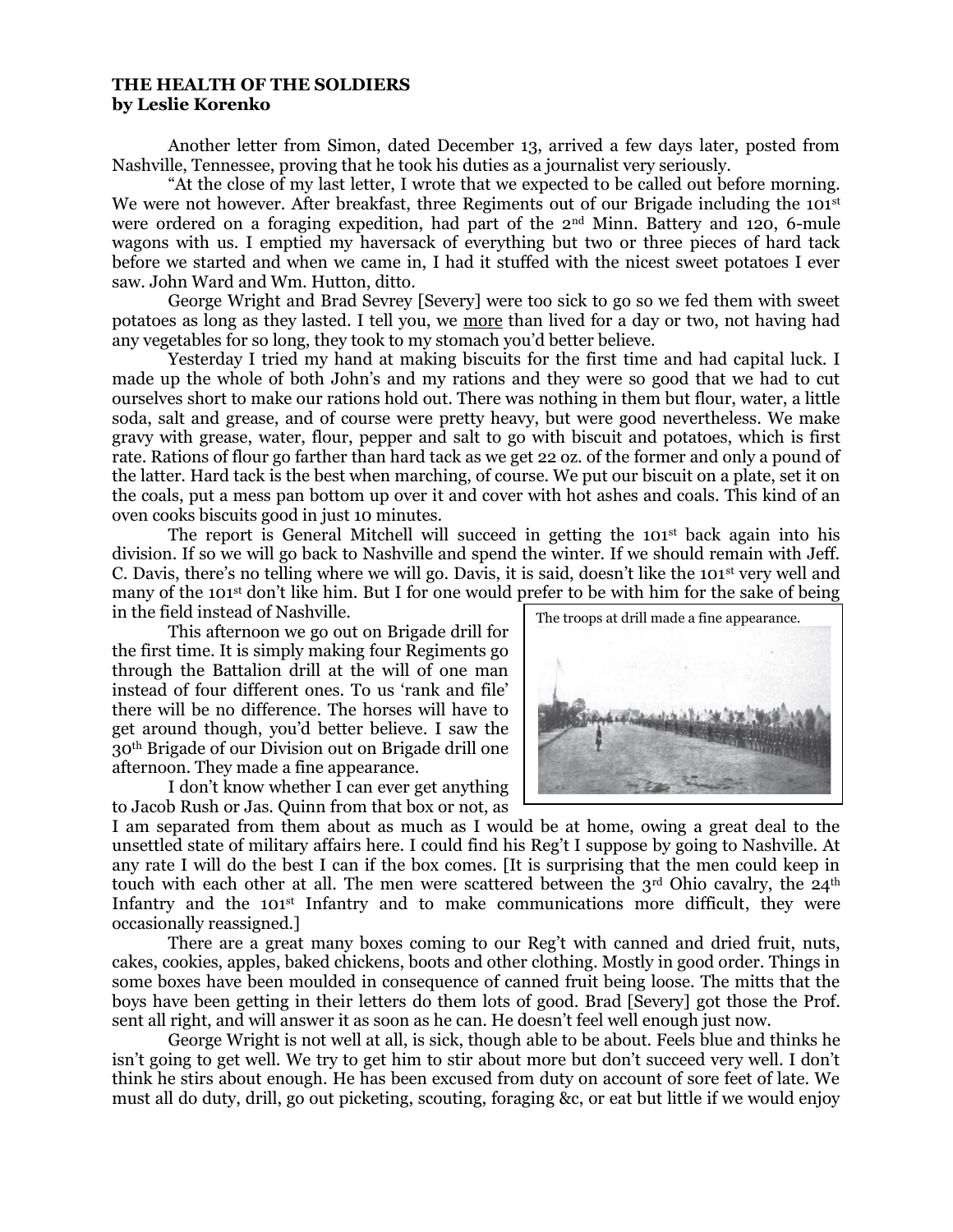**THE HEALTH OF THE SOLDIERS**
**by Leslie Korenko**

Another letter from Simon, dated December 13, arrived a few days later, posted from Nashville, Tennessee, proving that he took his duties as a journalist very seriously.

"At the close of my last letter, I wrote that we expected to be called out before morning. We were not however. After breakfast, three Regiments out of our Brigade including the 101st were ordered on a foraging expedition, had part of the 2nd Minn. Battery and 120, 6-mule wagons with us. I emptied my haversack of everything but two or three pieces of hard tack before we started and when we came in, I had it stuffed with the nicest sweet potatoes I ever saw. John Ward and Wm. Hutton, ditto.

George Wright and Brad Sevrey [Severy] were too sick to go so we fed them with sweet potatoes as long as they lasted. I tell you, we more than lived for a day or two, not having had any vegetables for so long, they took to my stomach you'd better believe.

Yesterday I tried my hand at making biscuits for the first time and had capital luck. I made up the whole of both John's and my rations and they were so good that we had to cut ourselves short to make our rations hold out. There was nothing in them but flour, water, a little soda, salt and grease, and of course were pretty heavy, but were good nevertheless. We make gravy with grease, water, flour, pepper and salt to go with biscuit and potatoes, which is first rate. Rations of flour go farther than hard tack as we get 22 oz. of the former and only a pound of the latter. Hard tack is the best when marching, of course. We put our biscuit on a plate, set it on the coals, put a mess pan bottom up over it and cover with hot ashes and coals. This kind of an oven cooks biscuits good in just 10 minutes.

The report is General Mitchell will succeed in getting the 101st back again into his division. If so we will go back to Nashville and spend the winter. If we should remain with Jeff. C. Davis, there's no telling where we will go. Davis, it is said, doesn't like the 101st very well and many of the 101st don't like him. But I for one would prefer to be with him for the sake of being in the field instead of Nashville.

This afternoon we go out on Brigade drill for the first time. It is simply making four Regiments go through the Battalion drill at the will of one man instead of four different ones. To us 'rank and file' there will be no difference. The horses will have to get around though, you'd better believe. I saw the 30th Brigade of our Division out on Brigade drill one afternoon. They made a fine appearance.

The troops at drill made a fine appearance.

I don't know whether I can ever get anything to Jacob Rush or Jas. Quinn from that box or not, as I am separated from them about as much as I would be at home, owing a great deal to the unsettled state of military affairs here. I could find his Reg't I suppose by going to Nashville. At any rate I will do the best I can if the box comes. [It is surprising that the men could keep in touch with each other at all. The men were scattered between the 3rd Ohio cavalry, the 24th Infantry and the 101st Infantry and to make communications more difficult, they were occasionally reassigned.]

There are a great many boxes coming to our Reg't with canned and dried fruit, nuts, cakes, cookies, apples, baked chickens, boots and other clothing. Mostly in good order. Things in some boxes have been moulded in consequence of canned fruit being loose. The mitts that the boys have been getting in their letters do them lots of good. Brad [Severy] got those the Prof. sent all right, and will answer it as soon as he can. He doesn't feel well enough just now.

George Wright is not well at all, is sick, though able to be about. Feels blue and thinks he isn't going to get well. We try to get him to stir about more but don't succeed very well. I don't think he stirs about enough. He has been excused from duty on account of sore feet of late. We must all do duty, drill, go out picketing, scouting, foraging &c, or eat but little if we would enjoy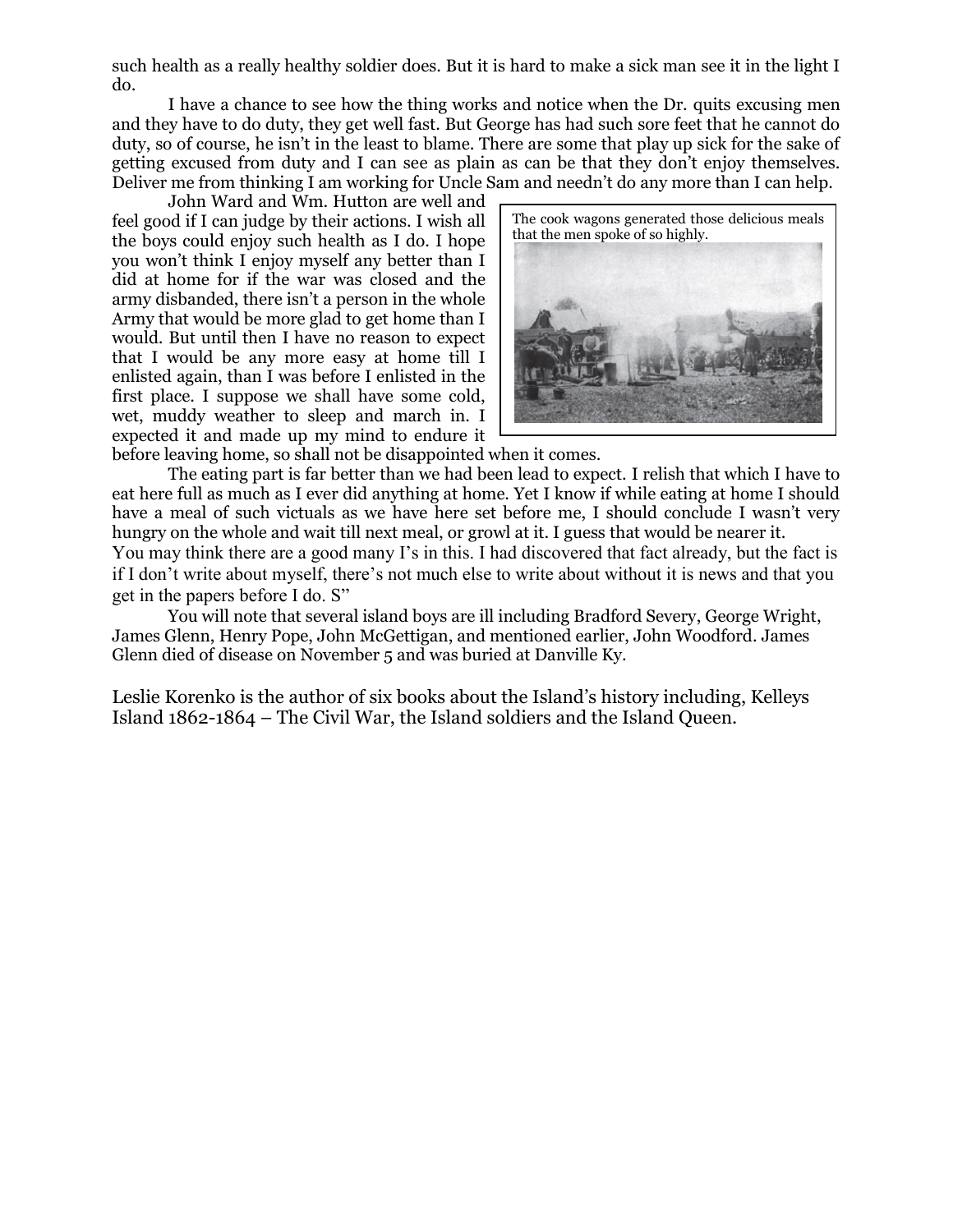such health as a really healthy soldier does. But it is hard to make a sick man see it in the light I do.

I have a chance to see how the thing works and notice when the Dr. quits excusing men and they have to do duty, they get well fast. But George has had such sore feet that he cannot do duty, so of course, he isn't in the least to blame. There are some that play up sick for the sake of getting excused from duty and I can see as plain as can be that they don't enjoy themselves. Deliver me from thinking I am working for Uncle Sam and needn't do any more than I can help.

John Ward and Wm. Hutton are well and feel good if I can judge by their actions. I wish all the boys could enjoy such health as I do. I hope you won't think I enjoy myself any better than I did at home for if the war was closed and the army disbanded, there isn't a person in the whole Army that would be more glad to get home than I would. But until then I have no reason to expect that I would be any more easy at home till I enlisted again, than I was before I enlisted in the first place. I suppose we shall have some cold, wet, muddy weather to sleep and march in. I expected it and made up my mind to endure it before leaving home, so shall not be disappointed when it comes.

The cook wagons generated those delicious meals that the men spoke of so highly.

The eating part is far better than we had been lead to expect. I relish that which I have to eat here full as much as I ever did anything at home. Yet I know if while eating at home I should have a meal of such victuals as we have here set before me, I should conclude I wasn't very hungry on the whole and wait till next meal, or growl at it. I guess that would be nearer it.
You may think there are a good many I's in this. I had discovered that fact already, but the fact is if I don't write about myself, there's not much else to write about without it is news and that you get in the papers before I do. S"

You will note that several island boys are ill including Bradford Severy, George Wright, James Glenn, Henry Pope, John McGettigan, and mentioned earlier, John Woodford. James Glenn died of disease on November 5 and was buried at Danville Ky.

Leslie Korenko is the author of six books about the Island's history including, Kelleys Island 1862-1864 – The Civil War, the Island soldiers and the Island Queen.